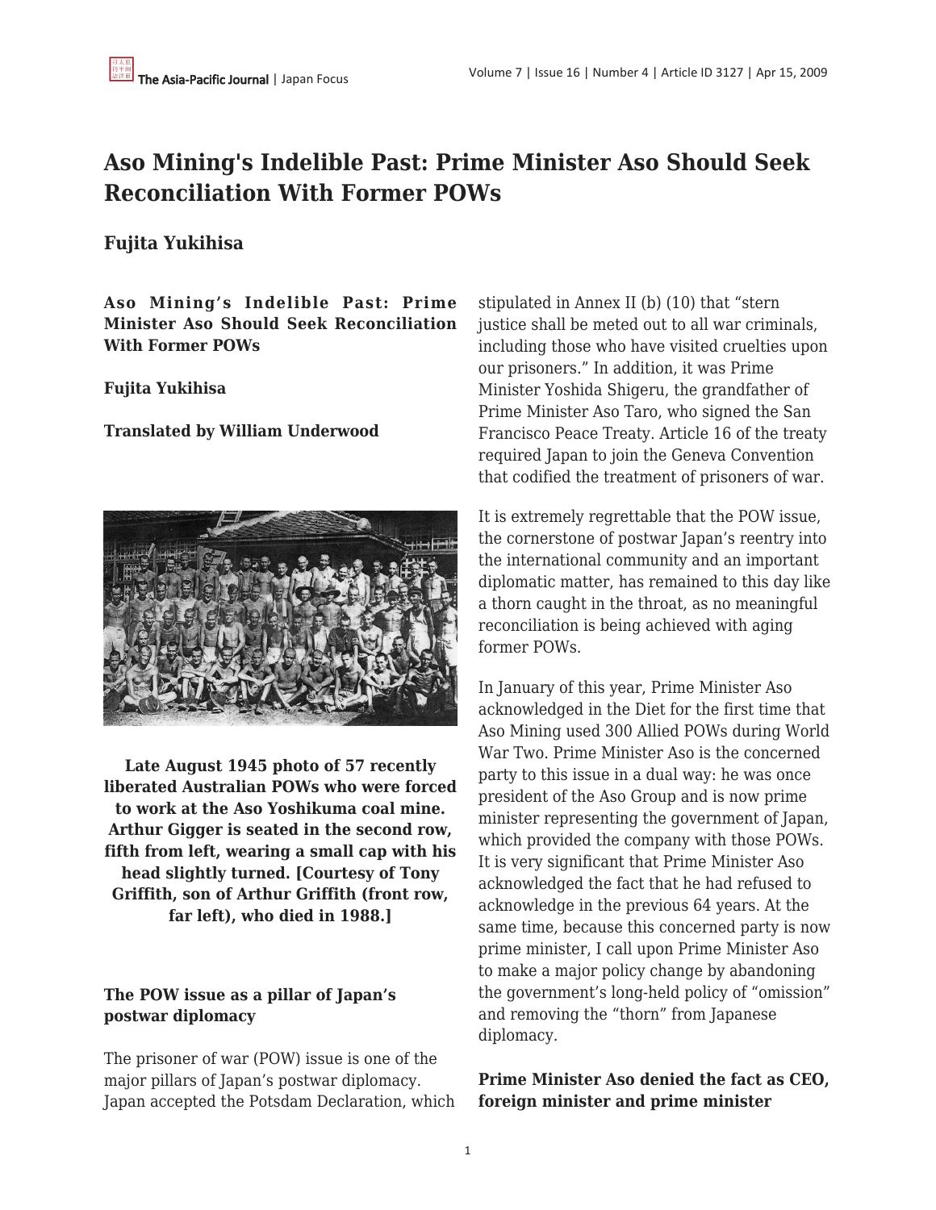# Aso Mining's Indelible Past: Prime Minister Aso Should Seek Reconciliation With Former POWs

## Fujita Yukihisa

**Aso Mining's Indelible Past: Prime Minister Aso Should Seek Reconciliation With Former POWs**

**Fujita Yukihisa**

**Translated by William Underwood**

**Late August 1945 photo of 57 recently liberated Australian POWs who were forced to work at the Aso Yoshikuma coal mine. Arthur Gigger is seated in the second row, fifth from left, wearing a small cap with his head slightly turned. [Courtesy of Tony Griffith, son of Arthur Griffith (front row, far left), who died in 1988.]**

### The POW issue as a pillar of Japan's postwar diplomacy

The prisoner of war (POW) issue is one of the major pillars of Japan's postwar diplomacy. Japan accepted the Potsdam Declaration, which stipulated in Annex II (b) (10) that "stern justice shall be meted out to all war criminals, including those who have visited cruelties upon our prisoners." In addition, it was Prime Minister Yoshida Shigeru, the grandfather of Prime Minister Aso Taro, who signed the San Francisco Peace Treaty. Article 16 of the treaty required Japan to join the Geneva Convention that codified the treatment of prisoners of war.

It is extremely regrettable that the POW issue, the cornerstone of postwar Japan's reentry into the international community and an important diplomatic matter, has remained to this day like a thorn caught in the throat, as no meaningful reconciliation is being achieved with aging former POWs.

In January of this year, Prime Minister Aso acknowledged in the Diet for the first time that Aso Mining used 300 Allied POWs during World War Two. Prime Minister Aso is the concerned party to this issue in a dual way: he was once president of the Aso Group and is now prime minister representing the government of Japan, which provided the company with those POWs. It is very significant that Prime Minister Aso acknowledged the fact that he had refused to acknowledge in the previous 64 years. At the same time, because this concerned party is now prime minister, I call upon Prime Minister Aso to make a major policy change by abandoning the government's long-held policy of "omission" and removing the "thorn" from Japanese diplomacy.

### Prime Minister Aso denied the fact as CEO, foreign minister and prime minister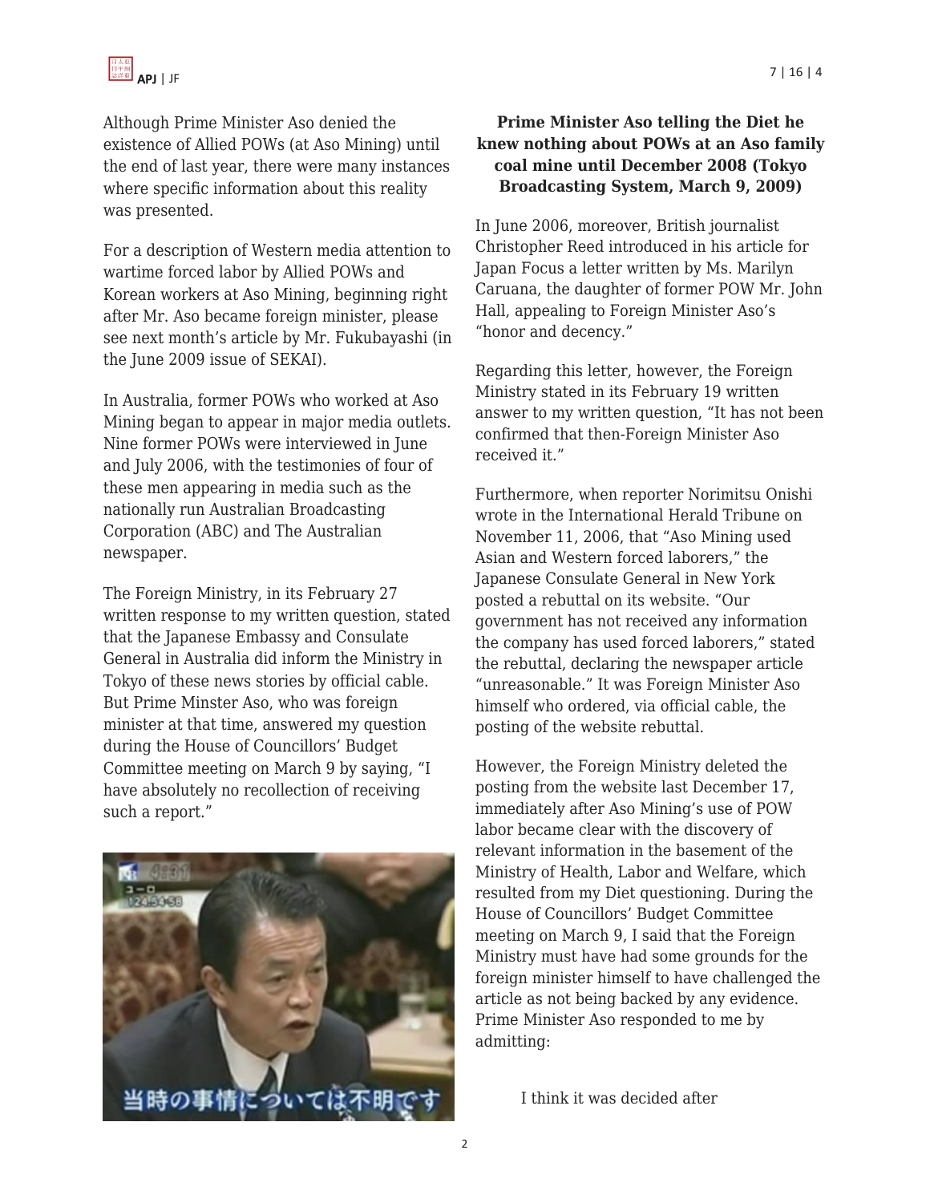Although Prime Minister Aso denied the existence of Allied POWs (at Aso Mining) until the end of last year, there were many instances where specific information about this reality was presented.

For a description of Western media attention to wartime forced labor by Allied POWs and Korean workers at Aso Mining, beginning right after Mr. Aso became foreign minister, please see next month's article by Mr. Fukubayashi (in the June 2009 issue of SEKAI).

In Australia, former POWs who worked at Aso Mining began to appear in major media outlets. Nine former POWs were interviewed in June and July 2006, with the testimonies of four of these men appearing in media such as the nationally run Australian Broadcasting Corporation (ABC) and The Australian newspaper.

The Foreign Ministry, in its February 27 written response to my written question, stated that the Japanese Embassy and Consulate General in Australia did inform the Ministry in Tokyo of these news stories by official cable. But Prime Minster Aso, who was foreign minister at that time, answered my question during the House of Councillors' Budget Committee meeting on March 9 by saying, "I have absolutely no recollection of receiving such a report."

**Prime Minister Aso telling the Diet he knew nothing about POWs at an Aso family coal mine until December 2008 (Tokyo Broadcasting System, March 9, 2009)**

In June 2006, moreover, British journalist Christopher Reed introduced in his article for Japan Focus a letter written by Ms. Marilyn Caruana, the daughter of former POW Mr. John Hall, appealing to Foreign Minister Aso's "honor and decency."

Regarding this letter, however, the Foreign Ministry stated in its February 19 written answer to my written question, "It has not been confirmed that then-Foreign Minister Aso received it."

Furthermore, when reporter Norimitsu Onishi wrote in the International Herald Tribune on November 11, 2006, that "Aso Mining used Asian and Western forced laborers," the Japanese Consulate General in New York posted a rebuttal on its website. "Our government has not received any information the company has used forced laborers," stated the rebuttal, declaring the newspaper article "unreasonable." It was Foreign Minister Aso himself who ordered, via official cable, the posting of the website rebuttal.

However, the Foreign Ministry deleted the posting from the website last December 17, immediately after Aso Mining's use of POW labor became clear with the discovery of relevant information in the basement of the Ministry of Health, Labor and Welfare, which resulted from my Diet questioning. During the House of Councillors' Budget Committee meeting on March 9, I said that the Foreign Ministry must have had some grounds for the foreign minister himself to have challenged the article as not being backed by any evidence. Prime Minister Aso responded to me by admitting:

> I think it was decided after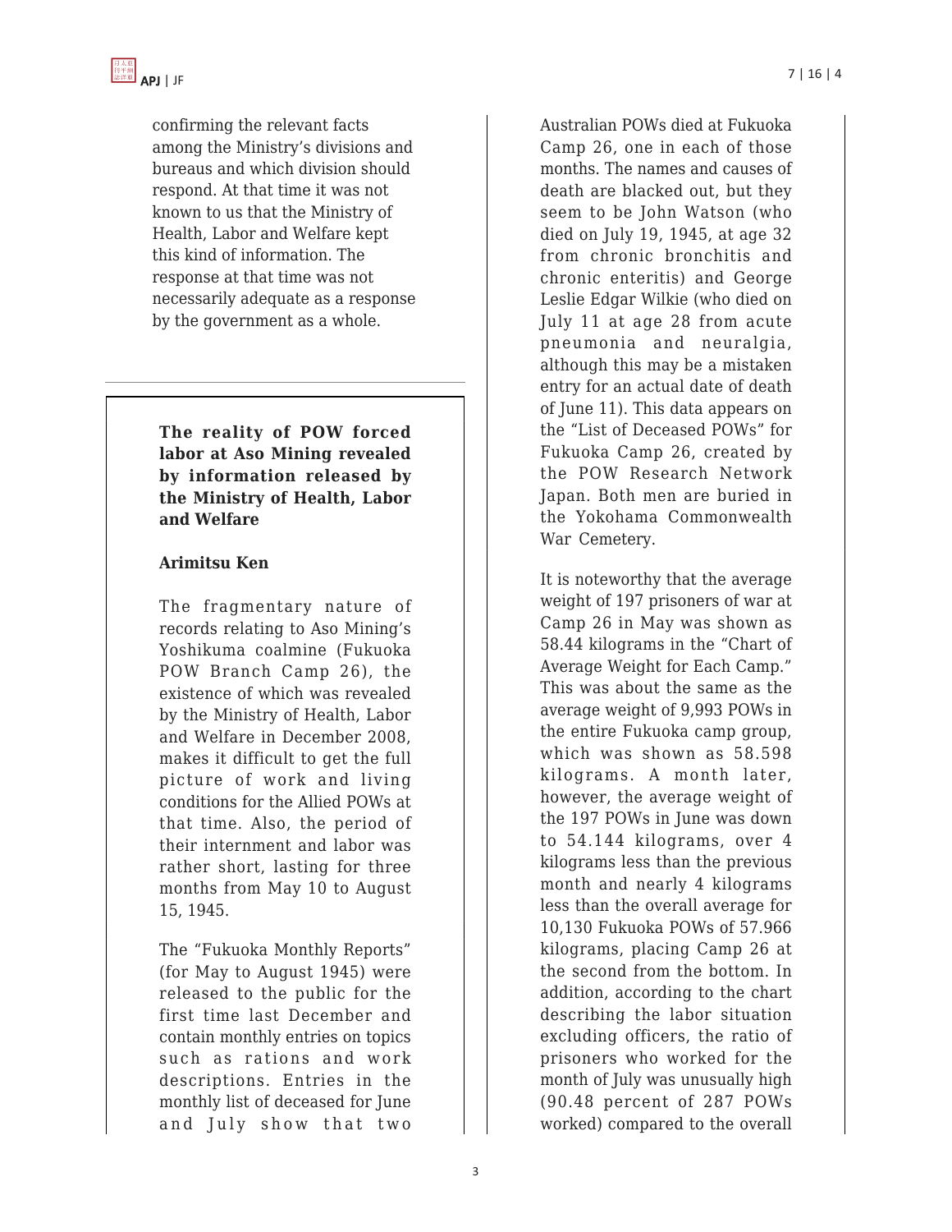confirming the relevant facts among the Ministry's divisions and bureaus and which division should respond. At that time it was not known to us that the Ministry of Health, Labor and Welfare kept this kind of information. The response at that time was not necessarily adequate as a response by the government as a whole.

---

**The reality of POW forced labor at Aso Mining revealed by information released by the Ministry of Health, Labor and Welfare**

**Arimitsu Ken**

The fragmentary nature of records relating to Aso Mining's Yoshikuma coalmine (Fukuoka POW Branch Camp 26), the existence of which was revealed by the Ministry of Health, Labor and Welfare in December 2008, makes it difficult to get the full picture of work and living conditions for the Allied POWs at that time. Also, the period of their internment and labor was rather short, lasting for three months from May 10 to August 15, 1945.

The "Fukuoka Monthly Reports" (for May to August 1945) were released to the public for the first time last December and contain monthly entries on topics such as rations and work descriptions. Entries in the monthly list of deceased for June and July show that two Australian POWs died at Fukuoka Camp 26, one in each of those months. The names and causes of death are blacked out, but they seem to be John Watson (who died on July 19, 1945, at age 32 from chronic bronchitis and chronic enteritis) and George Leslie Edgar Wilkie (who died on July 11 at age 28 from acute pneumonia and neuralgia, although this may be a mistaken entry for an actual date of death of June 11). This data appears on the "List of Deceased POWs" for Fukuoka Camp 26, created by the POW Research Network Japan. Both men are buried in the Yokohama Commonwealth War Cemetery.

It is noteworthy that the average weight of 197 prisoners of war at Camp 26 in May was shown as 58.44 kilograms in the "Chart of Average Weight for Each Camp." This was about the same as the average weight of 9,993 POWs in the entire Fukuoka camp group, which was shown as 58.598 kilograms. A month later, however, the average weight of the 197 POWs in June was down to 54.144 kilograms, over 4 kilograms less than the previous month and nearly 4 kilograms less than the overall average for 10,130 Fukuoka POWs of 57.966 kilograms, placing Camp 26 at the second from the bottom. In addition, according to the chart describing the labor situation excluding officers, the ratio of prisoners who worked for the month of July was unusually high (90.48 percent of 287 POWs worked) compared to the overall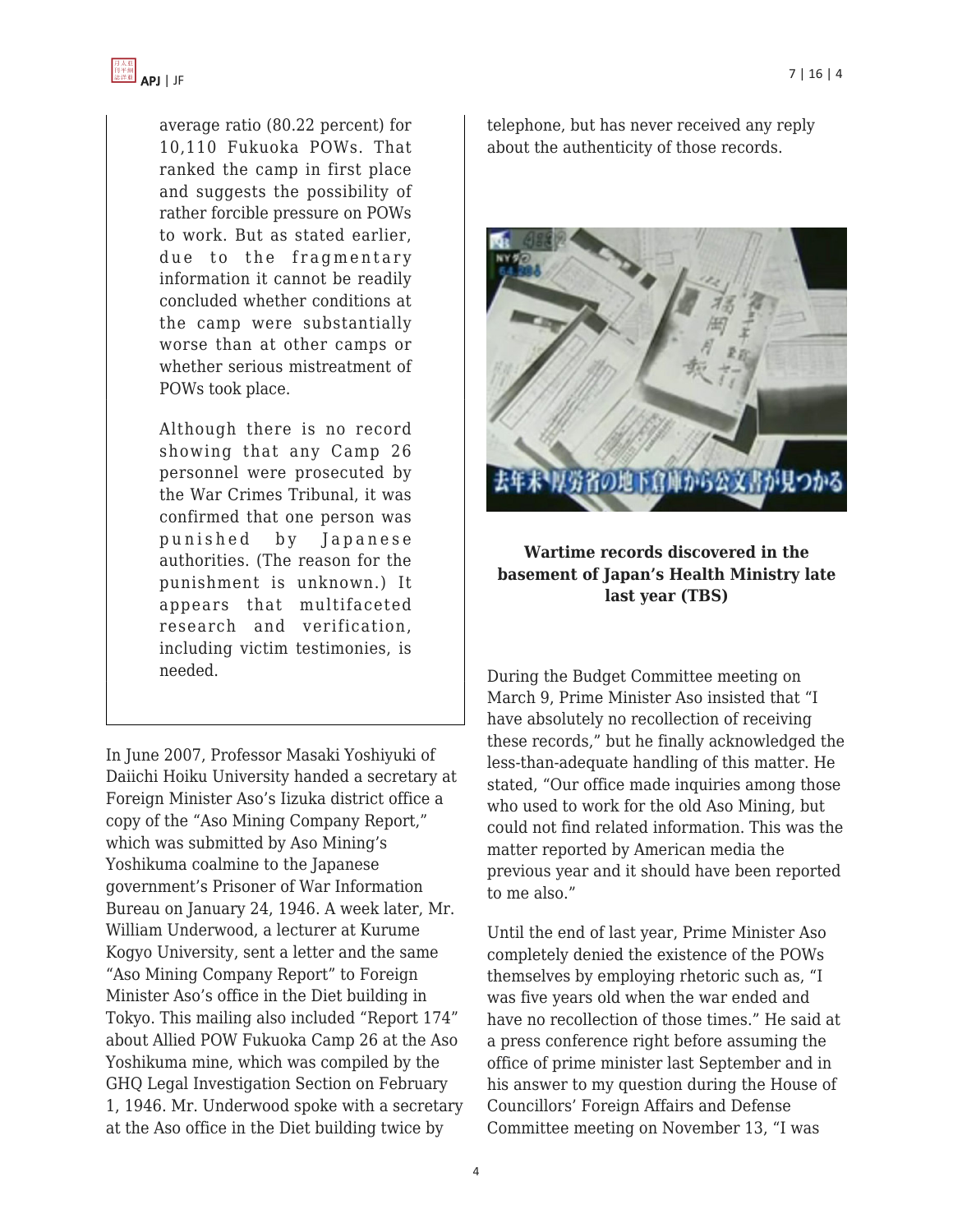average ratio (80.22 percent) for 10,110 Fukuoka POWs. That ranked the camp in first place and suggests the possibility of rather forcible pressure on POWs to work. But as stated earlier, due to the fragmentary information it cannot be readily concluded whether conditions at the camp were substantially worse than at other camps or whether serious mistreatment of POWs took place.

Although there is no record showing that any Camp 26 personnel were prosecuted by the War Crimes Tribunal, it was confirmed that one person was punished by Japanese authorities. (The reason for the punishment is unknown.) It appears that multifaceted research and verification, including victim testimonies, is needed.

In June 2007, Professor Masaki Yoshiyuki of Daiichi Hoiku University handed a secretary at Foreign Minister Aso's Iizuka district office a copy of the "Aso Mining Company Report," which was submitted by Aso Mining's Yoshikuma coalmine to the Japanese government's Prisoner of War Information Bureau on January 24, 1946. A week later, Mr. William Underwood, a lecturer at Kurume Kogyo University, sent a letter and the same "Aso Mining Company Report" to Foreign Minister Aso's office in the Diet building in Tokyo. This mailing also included "Report 174" about Allied POW Fukuoka Camp 26 at the Aso Yoshikuma mine, which was compiled by the GHQ Legal Investigation Section on February 1, 1946. Mr. Underwood spoke with a secretary at the Aso office in the Diet building twice by telephone, but has never received any reply about the authenticity of those records.

**Wartime records discovered in the basement of Japan's Health Ministry late last year (TBS)**

During the Budget Committee meeting on March 9, Prime Minister Aso insisted that "I have absolutely no recollection of receiving these records," but he finally acknowledged the less-than-adequate handling of this matter. He stated, "Our office made inquiries among those who used to work for the old Aso Mining, but could not find related information. This was the matter reported by American media the previous year and it should have been reported to me also."

Until the end of last year, Prime Minister Aso completely denied the existence of the POWs themselves by employing rhetoric such as, "I was five years old when the war ended and have no recollection of those times." He said at a press conference right before assuming the office of prime minister last September and in his answer to my question during the House of Councillors' Foreign Affairs and Defense Committee meeting on November 13, "I was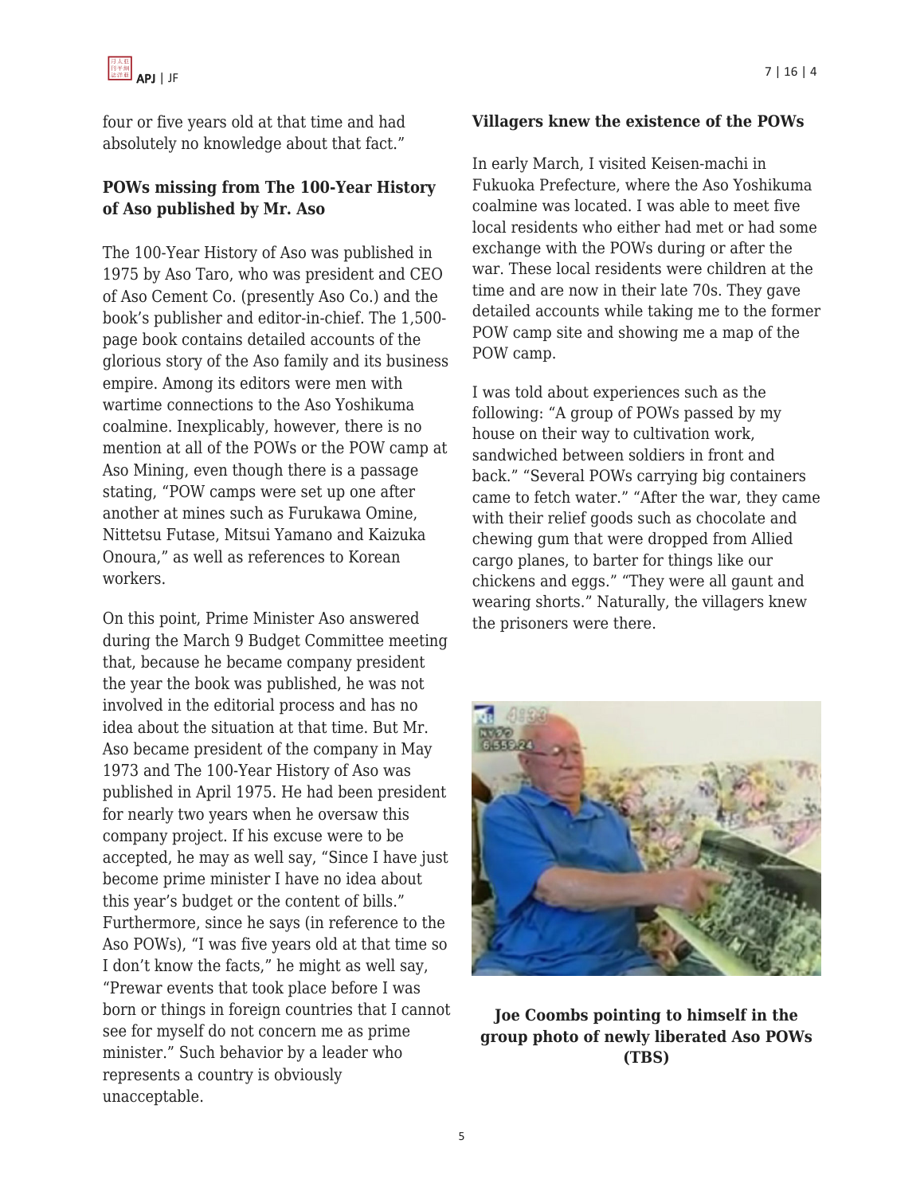four or five years old at that time and had absolutely no knowledge about that fact."

**POWs missing from The 100-Year History of Aso published by Mr. Aso**

The 100-Year History of Aso was published in 1975 by Aso Taro, who was president and CEO of Aso Cement Co. (presently Aso Co.) and the book's publisher and editor-in-chief. The 1,500-page book contains detailed accounts of the glorious story of the Aso family and its business empire. Among its editors were men with wartime connections to the Aso Yoshikuma coalmine. Inexplicably, however, there is no mention at all of the POWs or the POW camp at Aso Mining, even though there is a passage stating, "POW camps were set up one after another at mines such as Furukawa Omine, Nittetsu Futase, Mitsui Yamano and Kaizuka Onoura," as well as references to Korean workers.

On this point, Prime Minister Aso answered during the March 9 Budget Committee meeting that, because he became company president the year the book was published, he was not involved in the editorial process and has no idea about the situation at that time. But Mr. Aso became president of the company in May 1973 and The 100-Year History of Aso was published in April 1975. He had been president for nearly two years when he oversaw this company project. If his excuse were to be accepted, he may as well say, "Since I have just become prime minister I have no idea about this year's budget or the content of bills." Furthermore, since he says (in reference to the Aso POWs), "I was five years old at that time so I don't know the facts," he might as well say, "Prewar events that took place before I was born or things in foreign countries that I cannot see for myself do not concern me as prime minister." Such behavior by a leader who represents a country is obviously unacceptable.

**Villagers knew the existence of the POWs**

In early March, I visited Keisen-machi in Fukuoka Prefecture, where the Aso Yoshikuma coalmine was located. I was able to meet five local residents who either had met or had some exchange with the POWs during or after the war. These local residents were children at the time and are now in their late 70s. They gave detailed accounts while taking me to the former POW camp site and showing me a map of the POW camp.

I was told about experiences such as the following: "A group of POWs passed by my house on their way to cultivation work, sandwiched between soldiers in front and back." "Several POWs carrying big containers came to fetch water." "After the war, they came with their relief goods such as chocolate and chewing gum that were dropped from Allied cargo planes, to barter for things like our chickens and eggs." "They were all gaunt and wearing shorts." Naturally, the villagers knew the prisoners were there.

**Joe Coombs pointing to himself in the group photo of newly liberated Aso POWs (TBS)**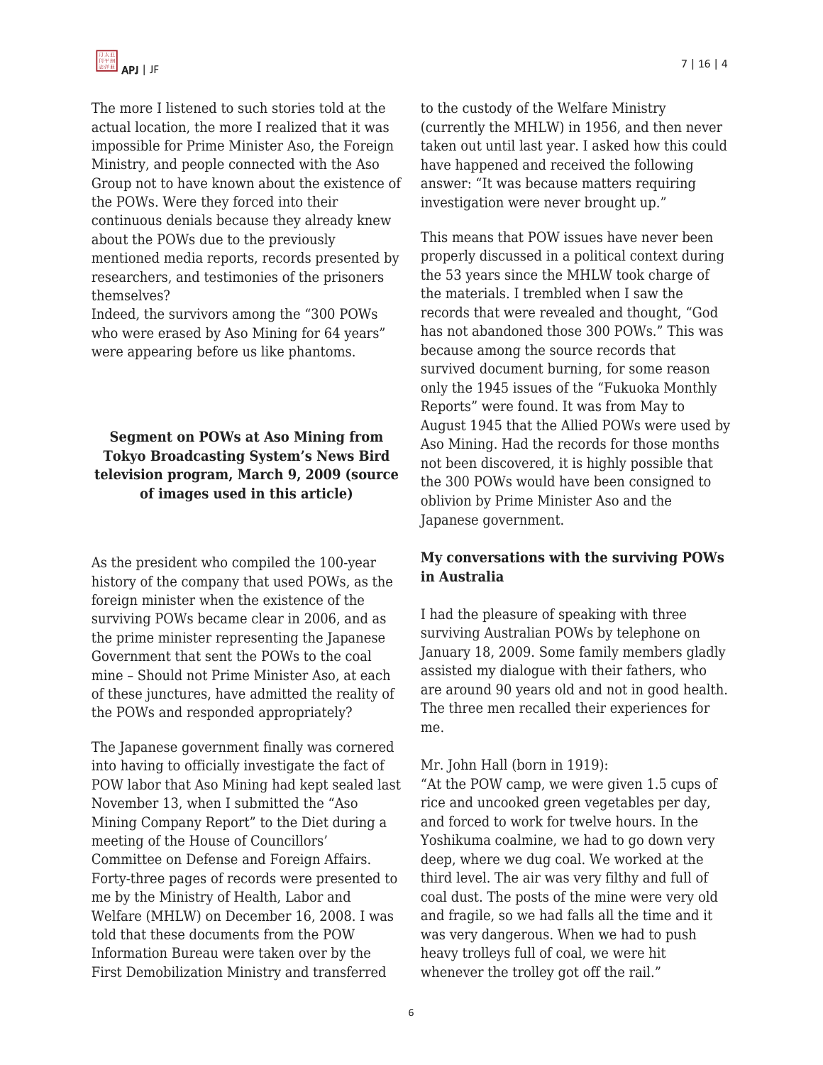The more I listened to such stories told at the actual location, the more I realized that it was impossible for Prime Minister Aso, the Foreign Ministry, and people connected with the Aso Group not to have known about the existence of the POWs. Were they forced into their continuous denials because they already knew about the POWs due to the previously mentioned media reports, records presented by researchers, and testimonies of the prisoners themselves?
Indeed, the survivors among the "300 POWs who were erased by Aso Mining for 64 years" were appearing before us like phantoms.

**Segment on POWs at Aso Mining from Tokyo Broadcasting System's News Bird television program, March 9, 2009 (source of images used in this article)**

As the president who compiled the 100-year history of the company that used POWs, as the foreign minister when the existence of the surviving POWs became clear in 2006, and as the prime minister representing the Japanese Government that sent the POWs to the coal mine – Should not Prime Minister Aso, at each of these junctures, have admitted the reality of the POWs and responded appropriately?

The Japanese government finally was cornered into having to officially investigate the fact of POW labor that Aso Mining had kept sealed last November 13, when I submitted the "Aso Mining Company Report" to the Diet during a meeting of the House of Councillors' Committee on Defense and Foreign Affairs. Forty-three pages of records were presented to me by the Ministry of Health, Labor and Welfare (MHLW) on December 16, 2008. I was told that these documents from the POW Information Bureau were taken over by the First Demobilization Ministry and transferred to the custody of the Welfare Ministry (currently the MHLW) in 1956, and then never taken out until last year. I asked how this could have happened and received the following answer: "It was because matters requiring investigation were never brought up."

This means that POW issues have never been properly discussed in a political context during the 53 years since the MHLW took charge of the materials. I trembled when I saw the records that were revealed and thought, "God has not abandoned those 300 POWs." This was because among the source records that survived document burning, for some reason only the 1945 issues of the "Fukuoka Monthly Reports" were found. It was from May to August 1945 that the Allied POWs were used by Aso Mining. Had the records for those months not been discovered, it is highly possible that the 300 POWs would have been consigned to oblivion by Prime Minister Aso and the Japanese government.

**My conversations with the surviving POWs in Australia**

I had the pleasure of speaking with three surviving Australian POWs by telephone on January 18, 2009. Some family members gladly assisted my dialogue with their fathers, who are around 90 years old and not in good health. The three men recalled their experiences for me.

Mr. John Hall (born in 1919):
"At the POW camp, we were given 1.5 cups of rice and uncooked green vegetables per day, and forced to work for twelve hours. In the Yoshikuma coalmine, we had to go down very deep, where we dug coal. We worked at the third level. The air was very filthy and full of coal dust. The posts of the mine were very old and fragile, so we had falls all the time and it was very dangerous. When we had to push heavy trolleys full of coal, we were hit whenever the trolley got off the rail."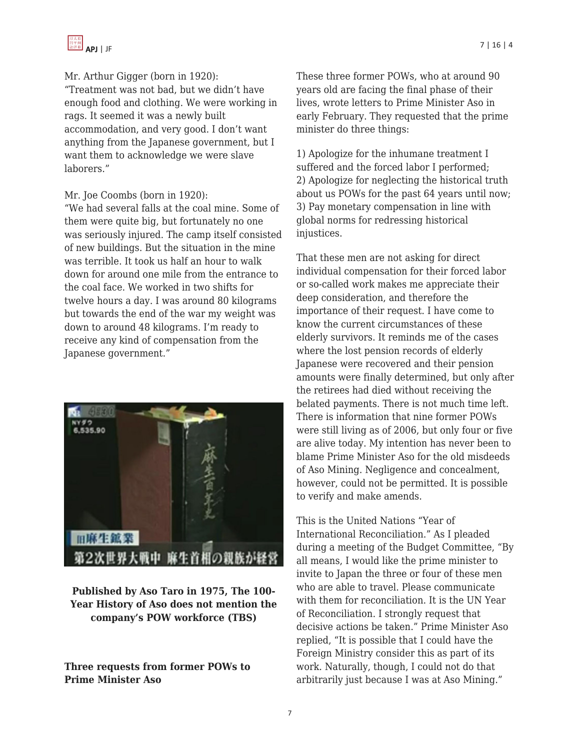Mr. Arthur Gigger (born in 1920):
"Treatment was not bad, but we didn't have enough food and clothing. We were working in rags. It seemed it was a newly built accommodation, and very good. I don't want anything from the Japanese government, but I want them to acknowledge we were slave laborers."

Mr. Joe Coombs (born in 1920):
"We had several falls at the coal mine. Some of them were quite big, but fortunately no one was seriously injured. The camp itself consisted of new buildings. But the situation in the mine was terrible. It took us half an hour to walk down for around one mile from the entrance to the coal face. We worked in two shifts for twelve hours a day. I was around 80 kilograms but towards the end of the war my weight was down to around 48 kilograms. I'm ready to receive any kind of compensation from the Japanese government."

**Published by Aso Taro in 1975, The 100-Year History of Aso does not mention the company's POW workforce (TBS)**

**Three requests from former POWs to Prime Minister Aso**

These three former POWs, who at around 90 years old are facing the final phase of their lives, wrote letters to Prime Minister Aso in early February. They requested that the prime minister do three things:

1) Apologize for the inhumane treatment I suffered and the forced labor I performed;
2) Apologize for neglecting the historical truth about us POWs for the past 64 years until now;
3) Pay monetary compensation in line with global norms for redressing historical injustices.

That these men are not asking for direct individual compensation for their forced labor or so-called work makes me appreciate their deep consideration, and therefore the importance of their request. I have come to know the current circumstances of these elderly survivors. It reminds me of the cases where the lost pension records of elderly Japanese were recovered and their pension amounts were finally determined, but only after the retirees had died without receiving the belated payments. There is not much time left. There is information that nine former POWs were still living as of 2006, but only four or five are alive today. My intention has never been to blame Prime Minister Aso for the old misdeeds of Aso Mining. Negligence and concealment, however, could not be permitted. It is possible to verify and make amends.

This is the United Nations "Year of International Reconciliation." As I pleaded during a meeting of the Budget Committee, "By all means, I would like the prime minister to invite to Japan the three or four of these men who are able to travel. Please communicate with them for reconciliation. It is the UN Year of Reconciliation. I strongly request that decisive actions be taken." Prime Minister Aso replied, "It is possible that I could have the Foreign Ministry consider this as part of its work. Naturally, though, I could not do that arbitrarily just because I was at Aso Mining."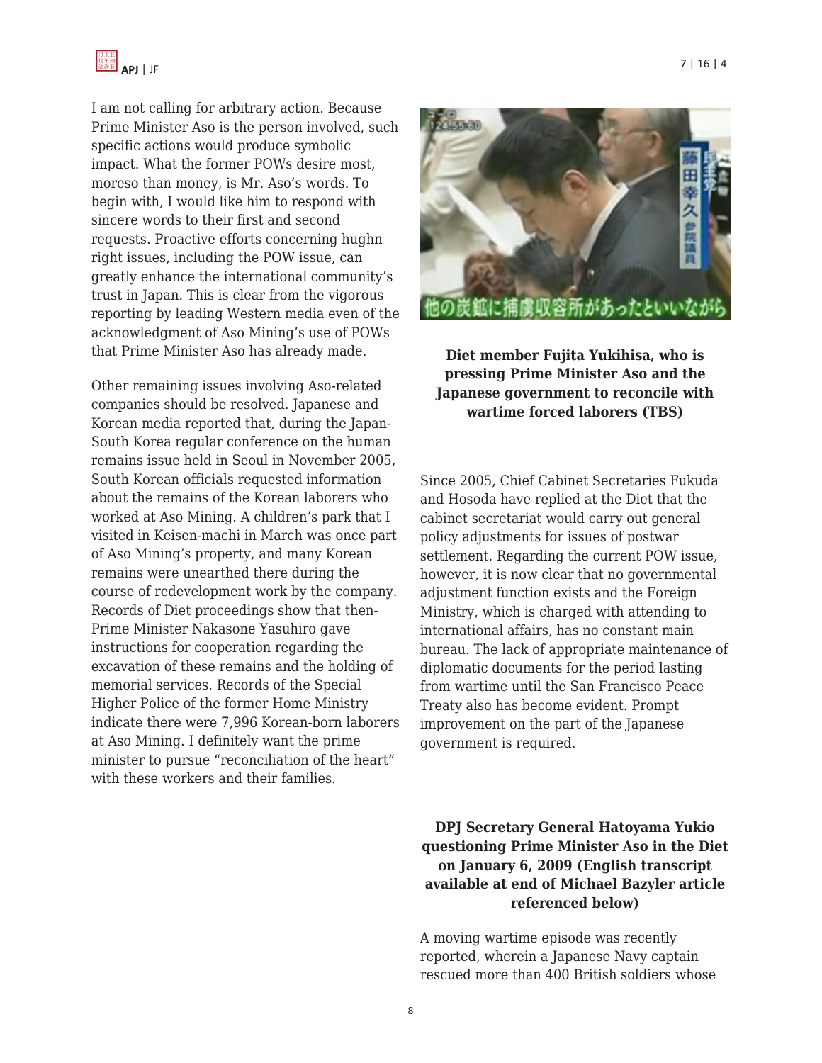I am not calling for arbitrary action. Because Prime Minister Aso is the person involved, such specific actions would produce symbolic impact. What the former POWs desire most, moreso than money, is Mr. Aso's words. To begin with, I would like him to respond with sincere words to their first and second requests. Proactive efforts concerning hughn right issues, including the POW issue, can greatly enhance the international community's trust in Japan. This is clear from the vigorous reporting by leading Western media even of the acknowledgment of Aso Mining's use of POWs that Prime Minister Aso has already made.

Other remaining issues involving Aso-related companies should be resolved. Japanese and Korean media reported that, during the Japan-South Korea regular conference on the human remains issue held in Seoul in November 2005, South Korean officials requested information about the remains of the Korean laborers who worked at Aso Mining. A children's park that I visited in Keisen-machi in March was once part of Aso Mining's property, and many Korean remains were unearthed there during the course of redevelopment work by the company. Records of Diet proceedings show that then-Prime Minister Nakasone Yasuhiro gave instructions for cooperation regarding the excavation of these remains and the holding of memorial services. Records of the Special Higher Police of the former Home Ministry indicate there were 7,996 Korean-born laborers at Aso Mining. I definitely want the prime minister to pursue "reconciliation of the heart" with these workers and their families.

**Diet member Fujita Yukihisa, who is pressing Prime Minister Aso and the Japanese government to reconcile with wartime forced laborers (TBS)**

Since 2005, Chief Cabinet Secretaries Fukuda and Hosoda have replied at the Diet that the cabinet secretariat would carry out general policy adjustments for issues of postwar settlement. Regarding the current POW issue, however, it is now clear that no governmental adjustment function exists and the Foreign Ministry, which is charged with attending to international affairs, has no constant main bureau. The lack of appropriate maintenance of diplomatic documents for the period lasting from wartime until the San Francisco Peace Treaty also has become evident. Prompt improvement on the part of the Japanese government is required.

**DPJ Secretary General Hatoyama Yukio questioning Prime Minister Aso in the Diet on January 6, 2009 (English transcript available at end of Michael Bazyler article referenced below)**

A moving wartime episode was recently reported, wherein a Japanese Navy captain rescued more than 400 British soldiers whose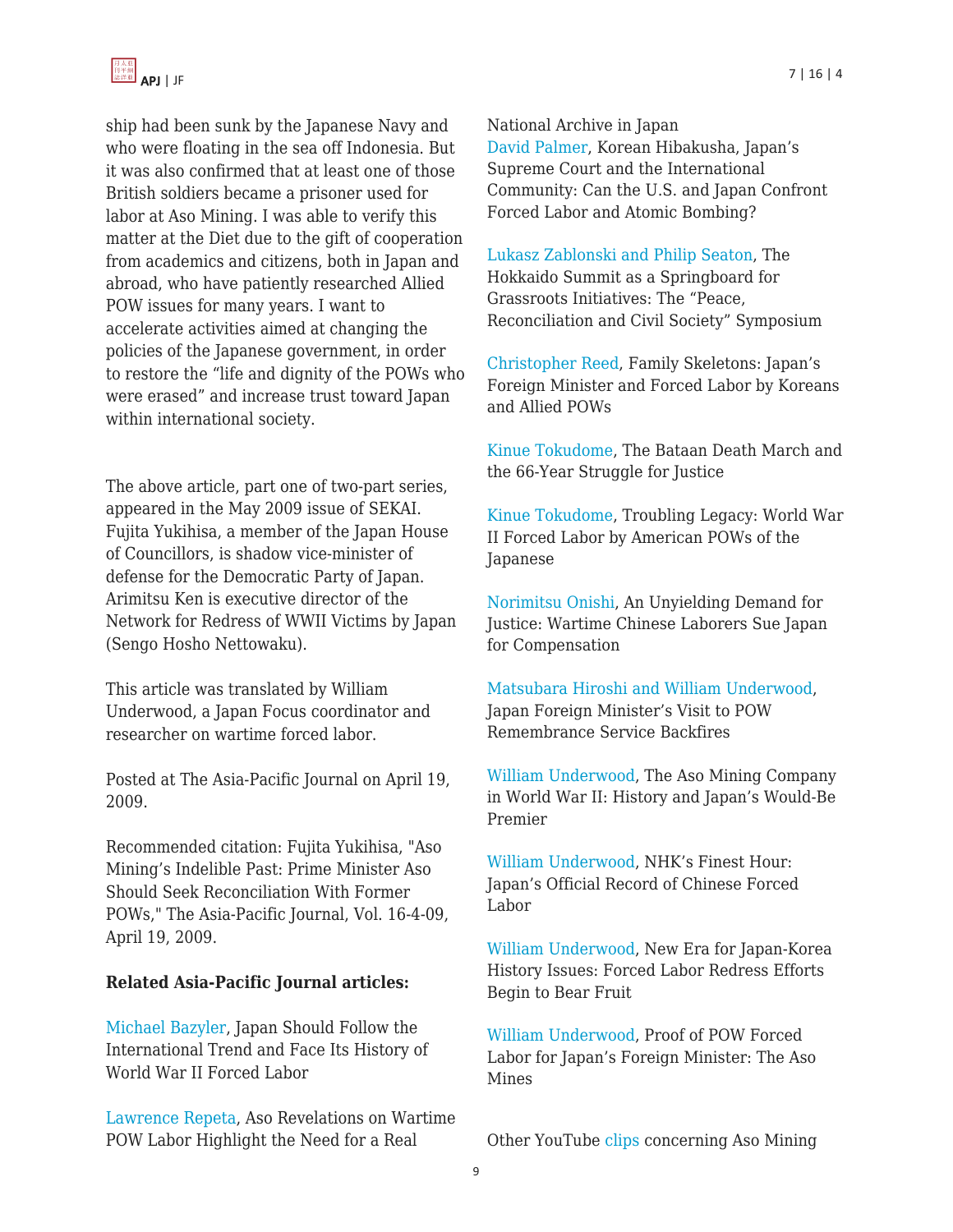ship had been sunk by the Japanese Navy and who were floating in the sea off Indonesia. But it was also confirmed that at least one of those British soldiers became a prisoner used for labor at Aso Mining. I was able to verify this matter at the Diet due to the gift of cooperation from academics and citizens, both in Japan and abroad, who have patiently researched Allied POW issues for many years. I want to accelerate activities aimed at changing the policies of the Japanese government, in order to restore the "life and dignity of the POWs who were erased" and increase trust toward Japan within international society.

The above article, part one of two-part series, appeared in the May 2009 issue of SEKAI. Fujita Yukihisa, a member of the Japan House of Councillors, is shadow vice-minister of defense for the Democratic Party of Japan. Arimitsu Ken is executive director of the Network for Redress of WWII Victims by Japan (Sengo Hosho Nettowaku).

This article was translated by William Underwood, a Japan Focus coordinator and researcher on wartime forced labor.

Posted at The Asia-Pacific Journal on April 19, 2009.

Recommended citation: Fujita Yukihisa, "Aso Mining's Indelible Past: Prime Minister Aso Should Seek Reconciliation With Former POWs," The Asia-Pacific Journal, Vol. 16-4-09, April 19, 2009.

**Related Asia-Pacific Journal articles:**

Michael Bazyler, Japan Should Follow the International Trend and Face Its History of World War II Forced Labor

Lawrence Repeta, Aso Revelations on Wartime POW Labor Highlight the Need for a Real National Archive in Japan

David Palmer, Korean Hibakusha, Japan's Supreme Court and the International Community: Can the U.S. and Japan Confront Forced Labor and Atomic Bombing?

Lukasz Zablonski and Philip Seaton, The Hokkaido Summit as a Springboard for Grassroots Initiatives: The "Peace, Reconciliation and Civil Society" Symposium

Christopher Reed, Family Skeletons: Japan's Foreign Minister and Forced Labor by Koreans and Allied POWs

Kinue Tokudome, The Bataan Death March and the 66-Year Struggle for Justice

Kinue Tokudome, Troubling Legacy: World War II Forced Labor by American POWs of the Japanese

Norimitsu Onishi, An Unyielding Demand for Justice: Wartime Chinese Laborers Sue Japan for Compensation

Matsubara Hiroshi and William Underwood, Japan Foreign Minister's Visit to POW Remembrance Service Backfires

William Underwood, The Aso Mining Company in World War II: History and Japan's Would-Be Premier

William Underwood, NHK's Finest Hour: Japan's Official Record of Chinese Forced Labor

William Underwood, New Era for Japan-Korea History Issues: Forced Labor Redress Efforts Begin to Bear Fruit

William Underwood, Proof of POW Forced Labor for Japan's Foreign Minister: The Aso Mines

Other YouTube clips concerning Aso Mining